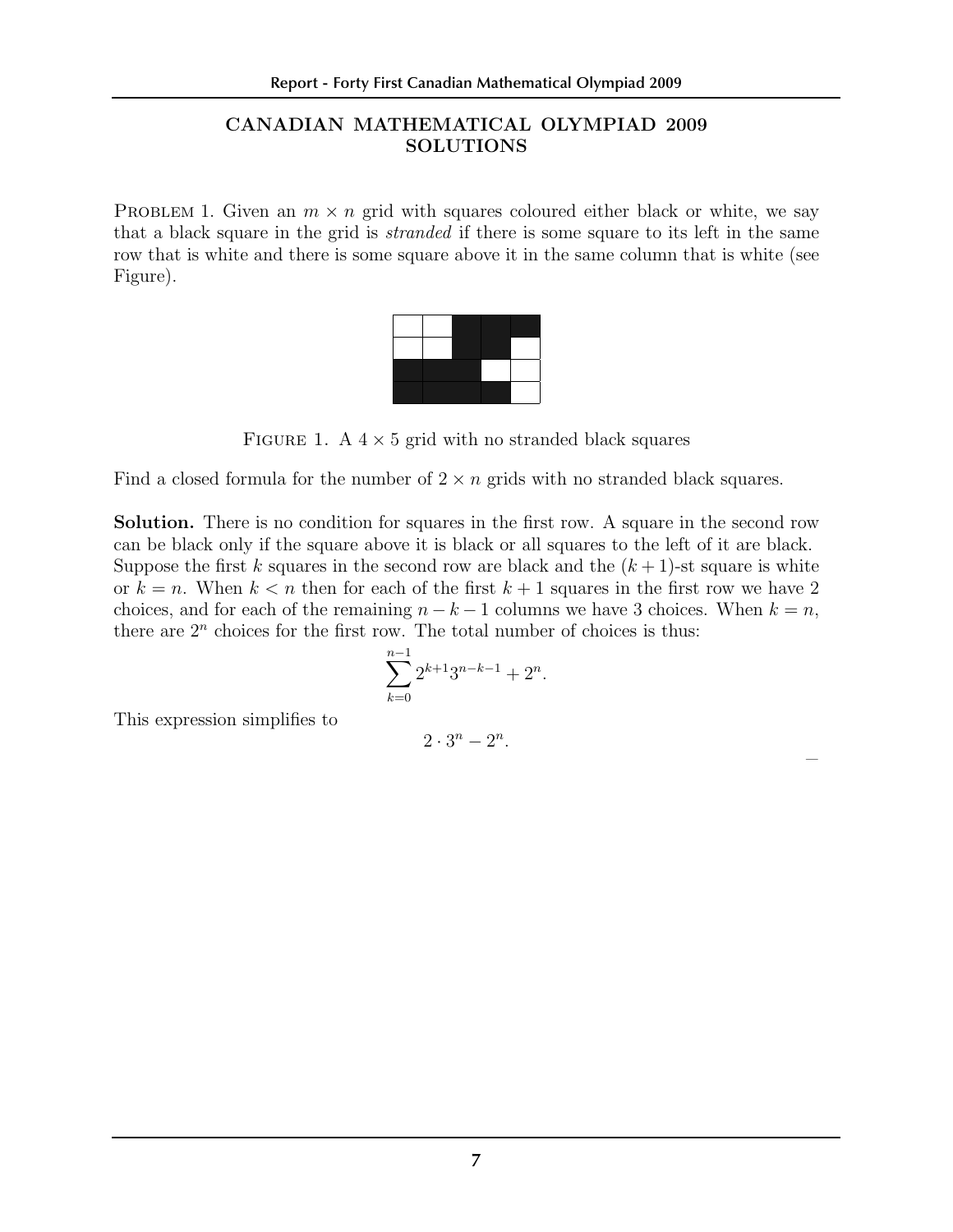## CANADIAN MATHEMATICAL OLYMPIAD 2009 SOLUTIONS

PROBLEM 1. Given an $m \times n$ grid with squares coloured either black or white, we say that a black square in the grid is *stranded* if there is some square to its left in the same row that is white and there is some square above it in the same column that is white (see Figure).

FIGURE 1. A $4 \times 5$ grid with no stranded black squares

Find a closed formula for the number of $2 \times n$ grids with no stranded black squares.

**Solution.** There is no condition for squares in the first row. A square in the second row can be black only if the square above it is black or all squares to the left of it are black. Suppose the first $k$ squares in the second row are black and the $(k+1)$-st square is white or $k = n$. When $k < n$ then for each of the first $k+1$ squares in the first row we have 2 choices, and for each of the remaining $n - k - 1$ columns we have 3 choices. When $k = n$, there are $2^n$ choices for the first row. The total number of choices is thus:

$$\sum_{k=0}^{n-1} 2^{k+1} 3^{n-k-1} + 2^n.$$

This expression simplifies to

$$2 \cdot 3^n - 2^n.$$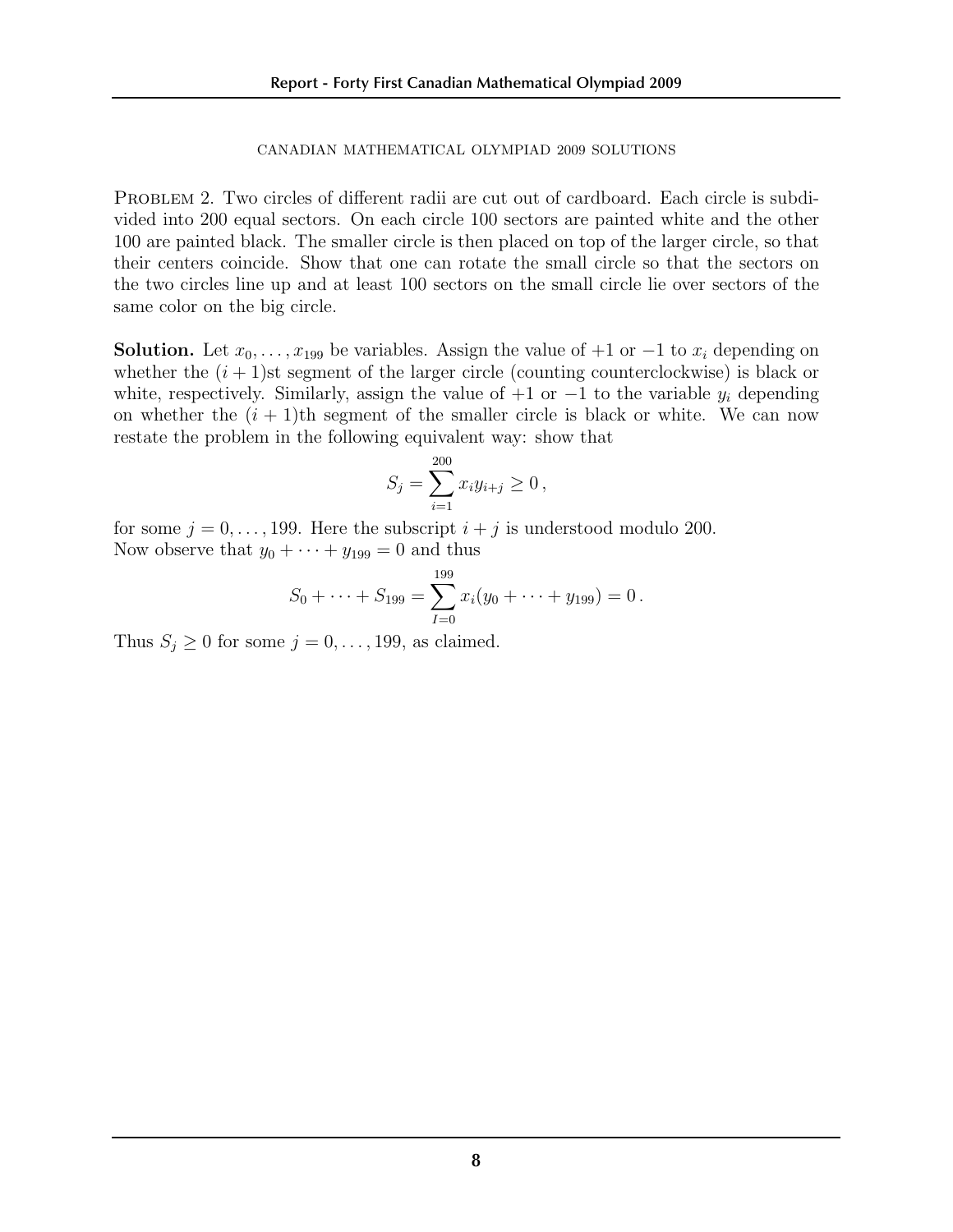CANADIAN MATHEMATICAL OLYMPIAD 2009 SOLUTIONS

PROBLEM 2. Two circles of different radii are cut out of cardboard. Each circle is subdivided into 200 equal sectors. On each circle 100 sectors are painted white and the other 100 are painted black. The smaller circle is then placed on top of the larger circle, so that their centers coincide. Show that one can rotate the small circle so that the sectors on the two circles line up and at least 100 sectors on the small circle lie over sectors of the same color on the big circle.

**Solution.** Let $x_0, \ldots, x_{199}$ be variables. Assign the value of $+1$ or $-1$ to $x_i$ depending on whether the $(i+1)$st segment of the larger circle (counting counterclockwise) is black or white, respectively. Similarly, assign the value of $+1$ or $-1$ to the variable $y_i$ depending on whether the $(i+1)$th segment of the smaller circle is black or white. We can now restate the problem in the following equivalent way: show that

$$S_j = \sum_{i=1}^{200} x_i y_{i+j} \geq 0\,,$$

for some $j = 0, \ldots, 199$. Here the subscript $i + j$ is understood modulo 200.
Now observe that $y_0 + \cdots + y_{199} = 0$ and thus

$$S_0 + \cdots + S_{199} = \sum_{I=0}^{199} x_i (y_0 + \cdots + y_{199}) = 0\,.$$

Thus $S_j \geq 0$ for some $j = 0, \ldots, 199$, as claimed.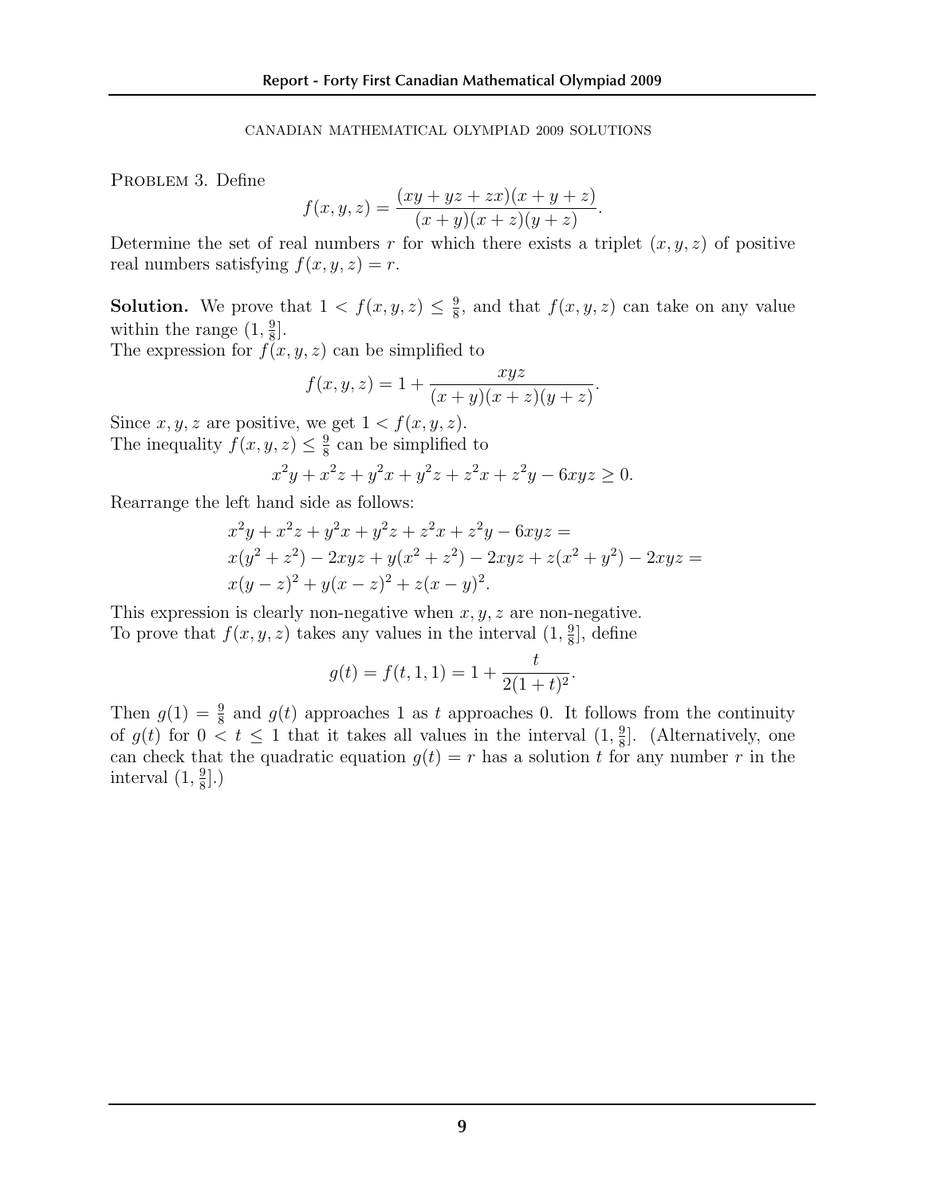CANADIAN MATHEMATICAL OLYMPIAD 2009 SOLUTIONS

Problem 3. Define

$$f(x,y,z) = \frac{(xy+yz+zx)(x+y+z)}{(x+y)(x+z)(y+z)}.$$

Determine the set of real numbers $r$ for which there exists a triplet $(x,y,z)$ of positive real numbers satisfying $f(x,y,z) = r$.

**Solution.** We prove that $1 < f(x,y,z) \le \frac{9}{8}$, and that $f(x,y,z)$ can take on any value within the range $(1, \frac{9}{8}]$.

The expression for $f(x,y,z)$ can be simplified to

$$f(x,y,z) = 1 + \frac{xyz}{(x+y)(x+z)(y+z)}.$$

Since $x, y, z$ are positive, we get $1 < f(x,y,z)$.

The inequality $f(x,y,z) \le \frac{9}{8}$ can be simplified to

$$x^2y + x^2z + y^2x + y^2z + z^2x + z^2y - 6xyz \ge 0.$$

Rearrange the left hand side as follows:

$$\begin{aligned}
&x^2y + x^2z + y^2x + y^2z + z^2x + z^2y - 6xyz = \\
&x(y^2+z^2) - 2xyz + y(x^2+z^2) - 2xyz + z(x^2+y^2) - 2xyz = \\
&x(y-z)^2 + y(x-z)^2 + z(x-y)^2.
\end{aligned}$$

This expression is clearly non-negative when $x, y, z$ are non-negative.

To prove that $f(x,y,z)$ takes any values in the interval $(1, \frac{9}{8}]$, define

$$g(t) = f(t,1,1) = 1 + \frac{t}{2(1+t)^2}.$$

Then $g(1) = \frac{9}{8}$ and $g(t)$ approaches 1 as $t$ approaches 0. It follows from the continuity of $g(t)$ for $0 < t \le 1$ that it takes all values in the interval $(1, \frac{9}{8}]$. (Alternatively, one can check that the quadratic equation $g(t) = r$ has a solution $t$ for any number $r$ in the interval $(1, \frac{9}{8}]$.)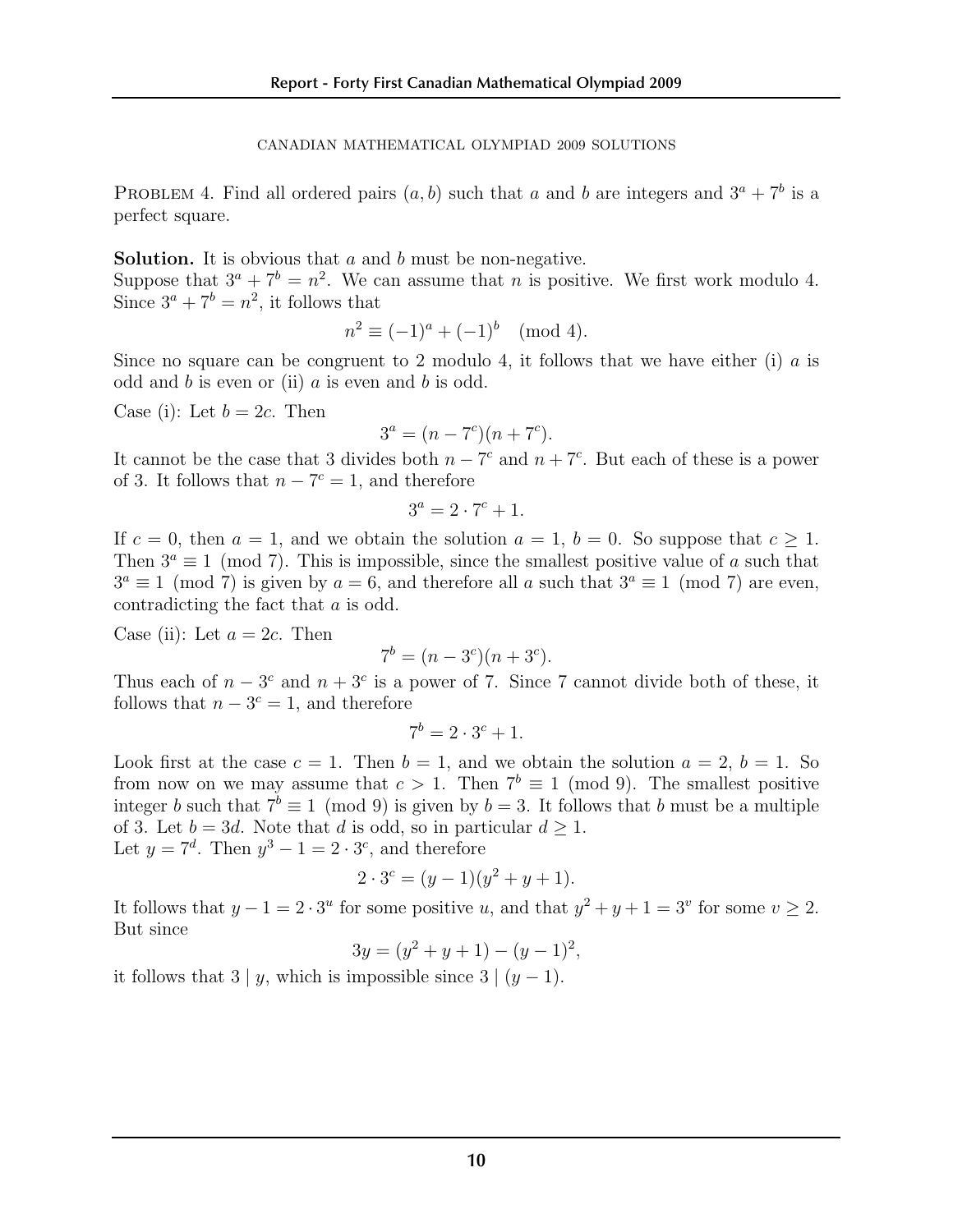CANADIAN MATHEMATICAL OLYMPIAD 2009 SOLUTIONS

PROBLEM 4. Find all ordered pairs $(a, b)$ such that $a$ and $b$ are integers and $3^a + 7^b$ is a perfect square.

**Solution.** It is obvious that $a$ and $b$ must be non-negative.
Suppose that $3^a + 7^b = n^2$. We can assume that $n$ is positive. We first work modulo 4. Since $3^a + 7^b = n^2$, it follows that

$$n^2 \equiv (-1)^a + (-1)^b \pmod 4.$$

Since no square can be congruent to 2 modulo 4, it follows that we have either (i) $a$ is odd and $b$ is even or (ii) $a$ is even and $b$ is odd.

Case (i): Let $b = 2c$. Then

$$3^a = (n - 7^c)(n + 7^c).$$

It cannot be the case that 3 divides both $n - 7^c$ and $n + 7^c$. But each of these is a power of 3. It follows that $n - 7^c = 1$, and therefore

$$3^a = 2 \cdot 7^c + 1.$$

If $c = 0$, then $a = 1$, and we obtain the solution $a = 1$, $b = 0$. So suppose that $c \geq 1$. Then $3^a \equiv 1 \pmod 7$. This is impossible, since the smallest positive value of $a$ such that $3^a \equiv 1 \pmod 7$ is given by $a = 6$, and therefore all $a$ such that $3^a \equiv 1 \pmod 7$ are even, contradicting the fact that $a$ is odd.

Case (ii): Let $a = 2c$. Then

$$7^b = (n - 3^c)(n + 3^c).$$

Thus each of $n - 3^c$ and $n + 3^c$ is a power of 7. Since 7 cannot divide both of these, it follows that $n - 3^c = 1$, and therefore

$$7^b = 2 \cdot 3^c + 1.$$

Look first at the case $c = 1$. Then $b = 1$, and we obtain the solution $a = 2$, $b = 1$. So from now on we may assume that $c > 1$. Then $7^b \equiv 1 \pmod 9$. The smallest positive integer $b$ such that $7^b \equiv 1 \pmod 9$ is given by $b = 3$. It follows that $b$ must be a multiple of 3. Let $b = 3d$. Note that $d$ is odd, so in particular $d \geq 1$.
Let $y = 7^d$. Then $y^3 - 1 = 2 \cdot 3^c$, and therefore

$$2 \cdot 3^c = (y - 1)(y^2 + y + 1).$$

It follows that $y - 1 = 2 \cdot 3^u$ for some positive $u$, and that $y^2 + y + 1 = 3^v$ for some $v \geq 2$. But since

$$3y = (y^2 + y + 1) - (y - 1)^2,$$

it follows that $3 \mid y$, which is impossible since $3 \mid (y - 1)$.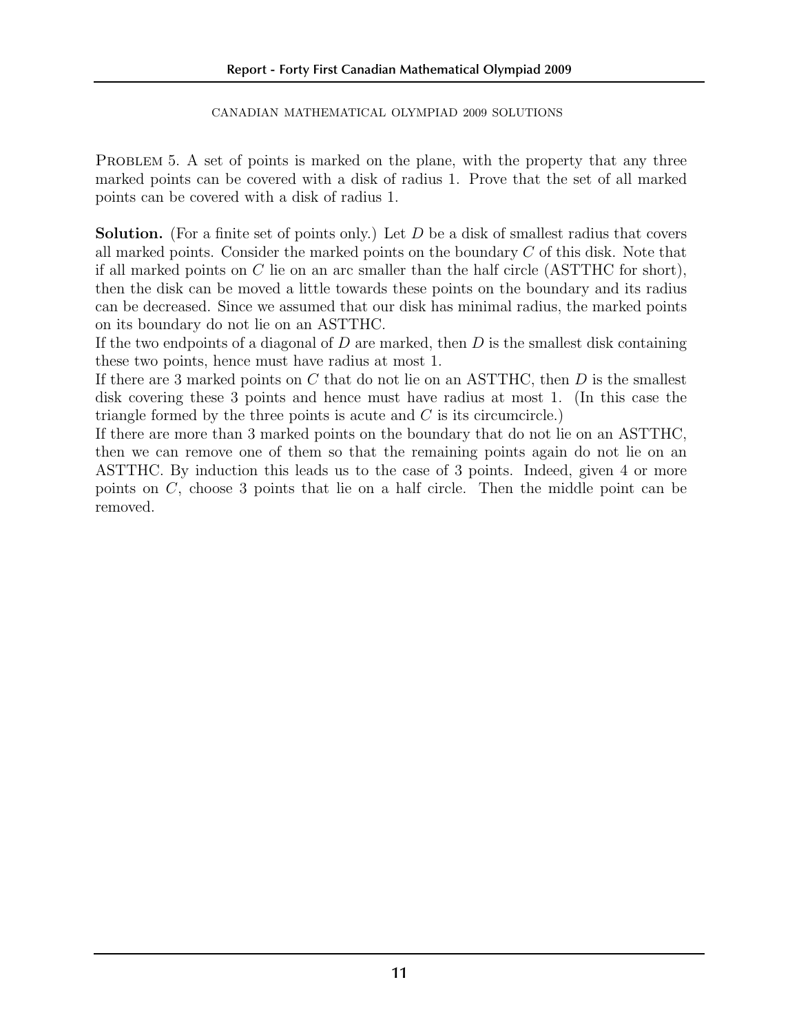CANADIAN MATHEMATICAL OLYMPIAD 2009 SOLUTIONS

PROBLEM 5. A set of points is marked on the plane, with the property that any three marked points can be covered with a disk of radius 1. Prove that the set of all marked points can be covered with a disk of radius 1.

**Solution.** (For a finite set of points only.) Let $D$ be a disk of smallest radius that covers all marked points. Consider the marked points on the boundary $C$ of this disk. Note that if all marked points on $C$ lie on an arc smaller than the half circle (ASTTHC for short), then the disk can be moved a little towards these points on the boundary and its radius can be decreased. Since we assumed that our disk has minimal radius, the marked points on its boundary do not lie on an ASTTHC.

If the two endpoints of a diagonal of $D$ are marked, then $D$ is the smallest disk containing these two points, hence must have radius at most 1.

If there are 3 marked points on $C$ that do not lie on an ASTTHC, then $D$ is the smallest disk covering these 3 points and hence must have radius at most 1. (In this case the triangle formed by the three points is acute and $C$ is its circumcircle.)

If there are more than 3 marked points on the boundary that do not lie on an ASTTHC, then we can remove one of them so that the remaining points again do not lie on an ASTTHC. By induction this leads us to the case of 3 points. Indeed, given 4 or more points on $C$, choose 3 points that lie on a half circle. Then the middle point can be removed.